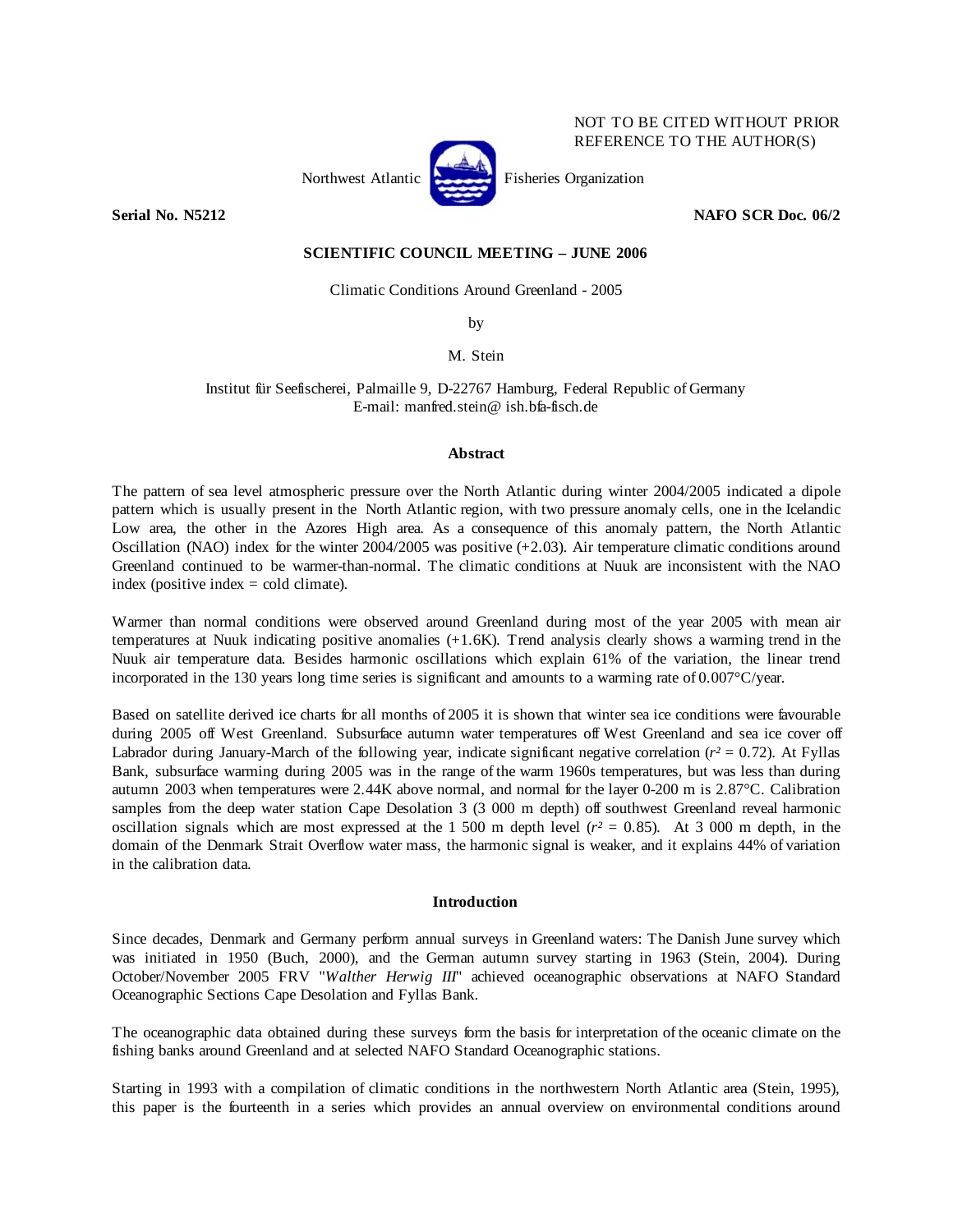NOT TO BE CITED WITHOUT PRIOR REFERENCE TO THE AUTHOR(S)

Northwest Atlantic Fisheries Organization

**Serial No. N5212** **NAFO SCR Doc. 06/2**

**SCIENTIFIC COUNCIL MEETING – JUNE 2006**

Climatic Conditions Around Greenland - 2005

by

M. Stein

Institut für Seefischerei, Palmaille 9, D-22767 Hamburg, Federal Republic of Germany
E-mail: manfred.stein@ ish.bfa-fisch.de

## Abstract

The pattern of sea level atmospheric pressure over the North Atlantic during winter 2004/2005 indicated a dipole pattern which is usually present in the North Atlantic region, with two pressure anomaly cells, one in the Icelandic Low area, the other in the Azores High area. As a consequence of this anomaly pattern, the North Atlantic Oscillation (NAO) index for the winter 2004/2005 was positive (+2.03). Air temperature climatic conditions around Greenland continued to be warmer-than-normal. The climatic conditions at Nuuk are inconsistent with the NAO index (positive index = cold climate).

Warmer than normal conditions were observed around Greenland during most of the year 2005 with mean air temperatures at Nuuk indicating positive anomalies (+1.6K). Trend analysis clearly shows a warming trend in the Nuuk air temperature data. Besides harmonic oscillations which explain 61% of the variation, the linear trend incorporated in the 130 years long time series is significant and amounts to a warming rate of 0.007°C/year.

Based on satellite derived ice charts for all months of 2005 it is shown that winter sea ice conditions were favourable during 2005 off West Greenland. Subsurface autumn water temperatures off West Greenland and sea ice cover off Labrador during January-March of the following year, indicate significant negative correlation ($r^2 = 0.72$). At Fyllas Bank, subsurface warming during 2005 was in the range of the warm 1960s temperatures, but was less than during autumn 2003 when temperatures were 2.44K above normal, and normal for the layer 0-200 m is 2.87°C. Calibration samples from the deep water station Cape Desolation 3 (3 000 m depth) off southwest Greenland reveal harmonic oscillation signals which are most expressed at the 1 500 m depth level ($r^2 = 0.85$). At 3 000 m depth, in the domain of the Denmark Strait Overflow water mass, the harmonic signal is weaker, and it explains 44% of variation in the calibration data.

## Introduction

Since decades, Denmark and Germany perform annual surveys in Greenland waters: The Danish June survey which was initiated in 1950 (Buch, 2000), and the German autumn survey starting in 1963 (Stein, 2004). During October/November 2005 FRV "*Walther Herwig III*" achieved oceanographic observations at NAFO Standard Oceanographic Sections Cape Desolation and Fyllas Bank.

The oceanographic data obtained during these surveys form the basis for interpretation of the oceanic climate on the fishing banks around Greenland and at selected NAFO Standard Oceanographic stations.

Starting in 1993 with a compilation of climatic conditions in the northwestern North Atlantic area (Stein, 1995), this paper is the fourteenth in a series which provides an annual overview on environmental conditions around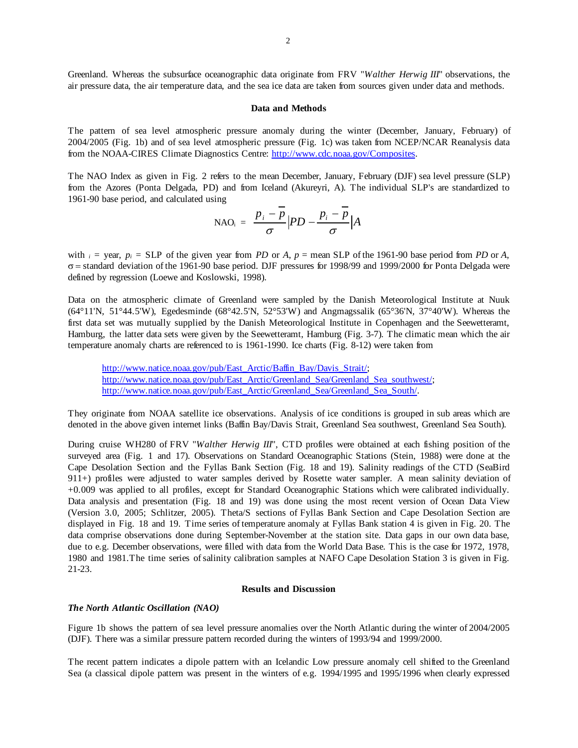Greenland. Whereas the subsurface oceanographic data originate from FRV "*Walther Herwig III*" observations, the air pressure data, the air temperature data, and the sea ice data are taken from sources given under data and methods.

## Data and Methods

The pattern of sea level atmospheric pressure anomaly during the winter (December, January, February) of 2004/2005 (Fig. 1b) and of sea level atmospheric pressure (Fig. 1c) was taken from NCEP/NCAR Reanalysis data from the NOAA-CIRES Climate Diagnostics Centre: http://www.cdc.noaa.gov/Composites.

The NAO Index as given in Fig. 2 refers to the mean December, January, February (DJF) sea level pressure (SLP) from the Azores (Ponta Delgada, PD) and from Iceland (Akureyri, A). The individual SLP's are standardized to 1961-90 base period, and calculated using

$$\mathrm{NAO}_i = \frac{p_i - \overline{p}}{\sigma}\Big|PD - \frac{p_i - \overline{p}}{\sigma}\Big|A$$

with $_i$ = year, $p_i$ = SLP of the given year from *PD* or *A*, $p$ = mean SLP of the 1961-90 base period from *PD* or *A*, $\sigma$ = standard deviation of the 1961-90 base period. DJF pressures for 1998/99 and 1999/2000 for Ponta Delgada were defined by regression (Loewe and Koslowski, 1998).

Data on the atmospheric climate of Greenland were sampled by the Danish Meteorological Institute at Nuuk (64°11'N, 51°44.5'W), Egedesminde (68°42.5'N, 52°53'W) and Angmagssalik (65°36'N, 37°40'W). Whereas the first data set was mutually supplied by the Danish Meteorological Institute in Copenhagen and the Seewetteramt, Hamburg, the latter data sets were given by the Seewetteramt, Hamburg (Fig. 3-7). The climatic mean which the air temperature anomaly charts are referenced to is 1961-1990. Ice charts (Fig. 8-12) were taken from

http://www.natice.noaa.gov/pub/East_Arctic/Baffin_Bay/Davis_Strait/;
http://www.natice.noaa.gov/pub/East_Arctic/Greenland_Sea/Greenland_Sea_southwest/;
http://www.natice.noaa.gov/pub/East_Arctic/Greenland_Sea/Greenland_Sea_South/.

They originate from NOAA satellite ice observations. Analysis of ice conditions is grouped in sub areas which are denoted in the above given internet links (Baffin Bay/Davis Strait, Greenland Sea southwest, Greenland Sea South).

During cruise WH280 of FRV "*Walther Herwig III*", CTD profiles were obtained at each fishing position of the surveyed area (Fig. 1 and 17). Observations on Standard Oceanographic Stations (Stein, 1988) were done at the Cape Desolation Section and the Fyllas Bank Section (Fig. 18 and 19). Salinity readings of the CTD (SeaBird 911+) profiles were adjusted to water samples derived by Rosette water sampler. A mean salinity deviation of +0.009 was applied to all profiles, except for Standard Oceanographic Stations which were calibrated individually. Data analysis and presentation (Fig. 18 and 19) was done using the most recent version of Ocean Data View (Version 3.0, 2005; Schlitzer, 2005). Theta/S sections of Fyllas Bank Section and Cape Desolation Section are displayed in Fig. 18 and 19. Time series of temperature anomaly at Fyllas Bank station 4 is given in Fig. 20. The data comprise observations done during September-November at the station site. Data gaps in our own data base, due to e.g. December observations, were filled with data from the World Data Base. This is the case for 1972, 1978, 1980 and 1981.The time series of salinity calibration samples at NAFO Cape Desolation Station 3 is given in Fig. 21-23.

## Results and Discussion

### *The North Atlantic Oscillation (NAO)*

Figure 1b shows the pattern of sea level pressure anomalies over the North Atlantic during the winter of 2004/2005 (DJF). There was a similar pressure pattern recorded during the winters of 1993/94 and 1999/2000.

The recent pattern indicates a dipole pattern with an Icelandic Low pressure anomaly cell shifted to the Greenland Sea (a classical dipole pattern was present in the winters of e.g. 1994/1995 and 1995/1996 when clearly expressed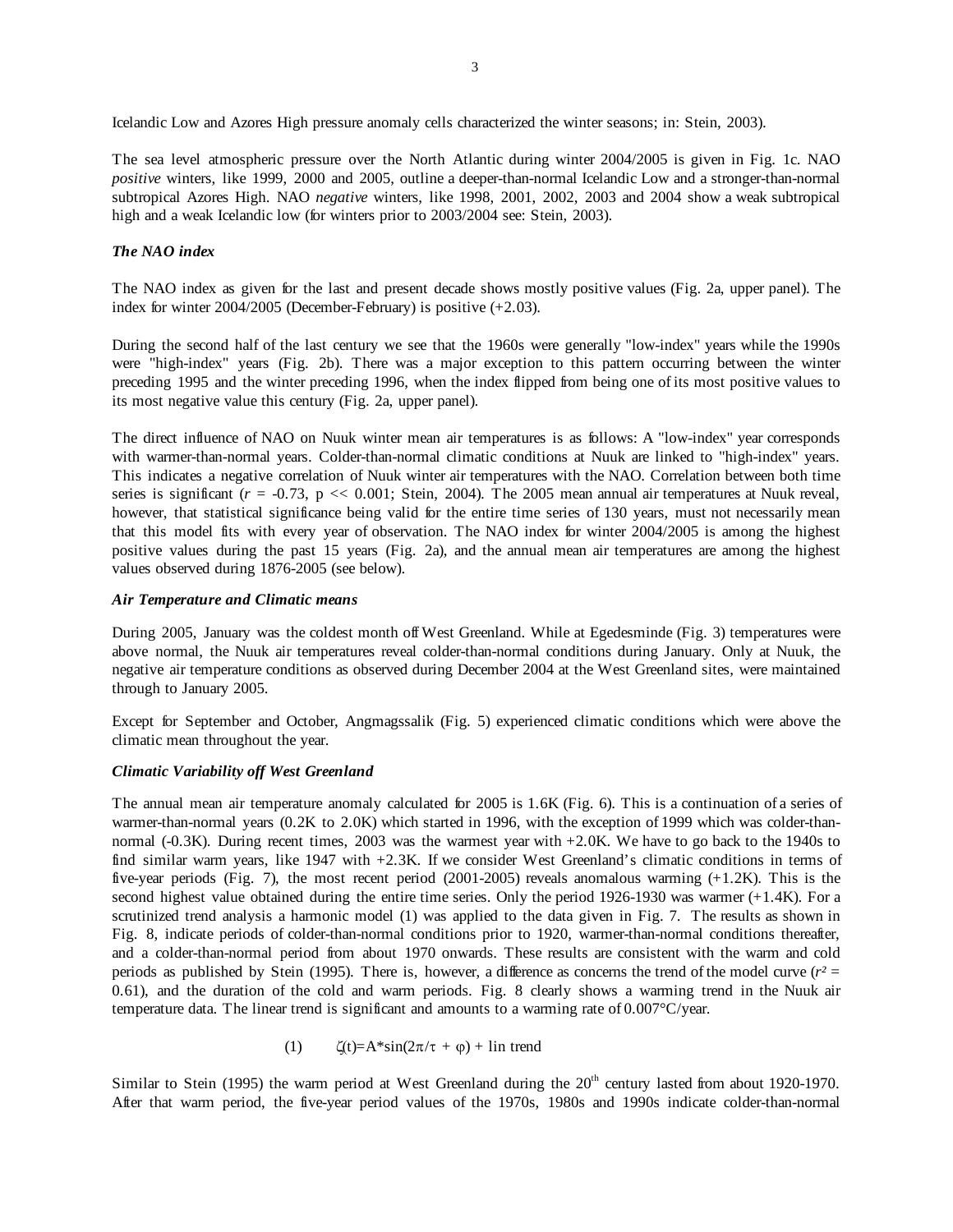Icelandic Low and Azores High pressure anomaly cells characterized the winter seasons; in: Stein, 2003).

The sea level atmospheric pressure over the North Atlantic during winter 2004/2005 is given in Fig. 1c. NAO *positive* winters, like 1999, 2000 and 2005, outline a deeper-than-normal Icelandic Low and a stronger-than-normal subtropical Azores High. NAO *negative* winters, like 1998, 2001, 2002, 2003 and 2004 show a weak subtropical high and a weak Icelandic low (for winters prior to 2003/2004 see: Stein, 2003).

### *The NAO index*

The NAO index as given for the last and present decade shows mostly positive values (Fig. 2a, upper panel). The index for winter 2004/2005 (December-February) is positive (+2.03).

During the second half of the last century we see that the 1960s were generally "low-index" years while the 1990s were "high-index" years (Fig. 2b). There was a major exception to this pattern occurring between the winter preceding 1995 and the winter preceding 1996, when the index flipped from being one of its most positive values to its most negative value this century (Fig. 2a, upper panel).

The direct influence of NAO on Nuuk winter mean air temperatures is as follows: A "low-index" year corresponds with warmer-than-normal years. Colder-than-normal climatic conditions at Nuuk are linked to "high-index" years. This indicates a negative correlation of Nuuk winter air temperatures with the NAO. Correlation between both time series is significant ($r$ = -0.73, $p << 0.001$; Stein, 2004). The 2005 mean annual air temperatures at Nuuk reveal, however, that statistical significance being valid for the entire time series of 130 years, must not necessarily mean that this model fits with every year of observation. The NAO index for winter 2004/2005 is among the highest positive values during the past 15 years (Fig. 2a), and the annual mean air temperatures are among the highest values observed during 1876-2005 (see below).

### *Air Temperature and Climatic means*

During 2005, January was the coldest month off West Greenland. While at Egedesminde (Fig. 3) temperatures were above normal, the Nuuk air temperatures reveal colder-than-normal conditions during January. Only at Nuuk, the negative air temperature conditions as observed during December 2004 at the West Greenland sites, were maintained through to January 2005.

Except for September and October, Angmagssalik (Fig. 5) experienced climatic conditions which were above the climatic mean throughout the year.

### *Climatic Variability off West Greenland*

The annual mean air temperature anomaly calculated for 2005 is 1.6K (Fig. 6). This is a continuation of a series of warmer-than-normal years (0.2K to 2.0K) which started in 1996, with the exception of 1999 which was colder-than-normal (-0.3K). During recent times, 2003 was the warmest year with +2.0K. We have to go back to the 1940s to find similar warm years, like 1947 with +2.3K. If we consider West Greenland's climatic conditions in terms of five-year periods (Fig. 7), the most recent period (2001-2005) reveals anomalous warming (+1.2K). This is the second highest value obtained during the entire time series. Only the period 1926-1930 was warmer (+1.4K). For a scrutinized trend analysis a harmonic model (1) was applied to the data given in Fig. 7. The results as shown in Fig. 8, indicate periods of colder-than-normal conditions prior to 1920, warmer-than-normal conditions thereafter, and a colder-than-normal period from about 1970 onwards. These results are consistent with the warm and cold periods as published by Stein (1995). There is, however, a difference as concerns the trend of the model curve ($r^2$ = 0.61), and the duration of the cold and warm periods. Fig. 8 clearly shows a warming trend in the Nuuk air temperature data. The linear trend is significant and amounts to a warming rate of 0.007°C/year.

$$(1) \qquad \zeta(t)=A*\sin(2\pi/\tau + \varphi) + \text{lin trend}$$

Similar to Stein (1995) the warm period at West Greenland during the 20th century lasted from about 1920-1970. After that warm period, the five-year period values of the 1970s, 1980s and 1990s indicate colder-than-normal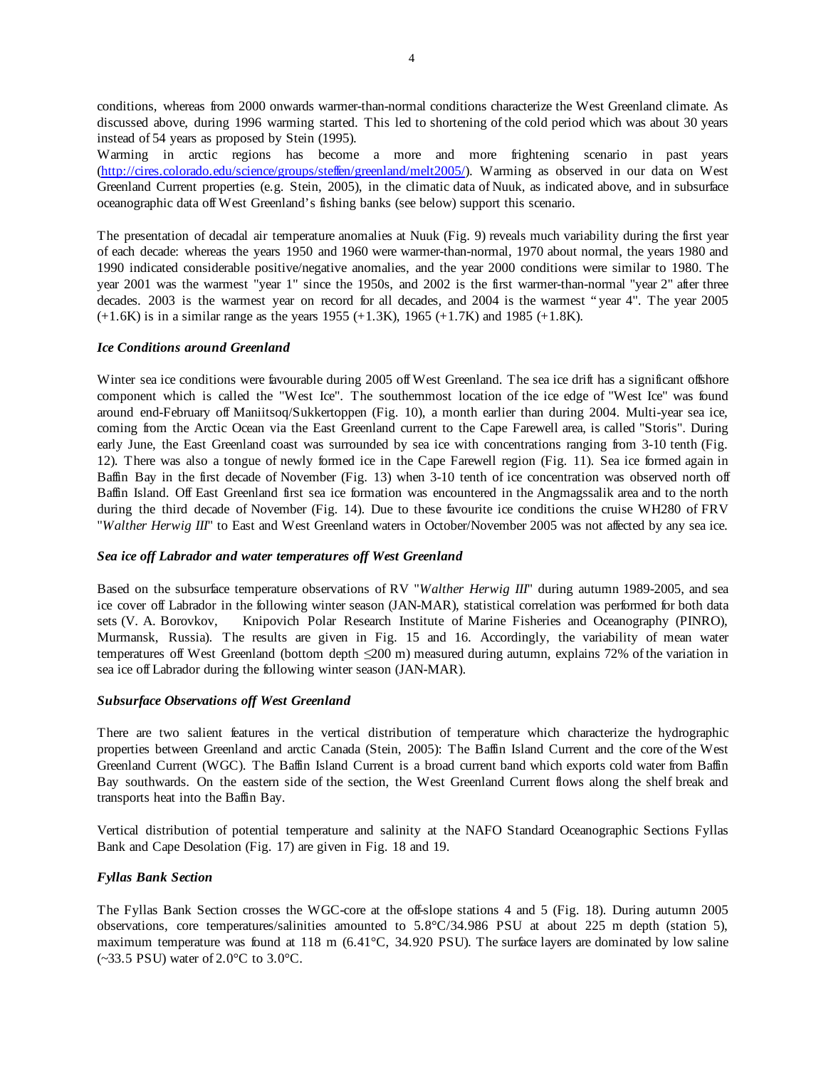conditions, whereas from 2000 onwards warmer-than-normal conditions characterize the West Greenland climate. As discussed above, during 1996 warming started. This led to shortening of the cold period which was about 30 years instead of 54 years as proposed by Stein (1995).

Warming in arctic regions has become a more and more frightening scenario in past years (http://cires.colorado.edu/science/groups/steffen/greenland/melt2005/). Warming as observed in our data on West Greenland Current properties (e.g. Stein, 2005), in the climatic data of Nuuk, as indicated above, and in subsurface oceanographic data off West Greenland's fishing banks (see below) support this scenario.

The presentation of decadal air temperature anomalies at Nuuk (Fig. 9) reveals much variability during the first year of each decade: whereas the years 1950 and 1960 were warmer-than-normal, 1970 about normal, the years 1980 and 1990 indicated considerable positive/negative anomalies, and the year 2000 conditions were similar to 1980. The year 2001 was the warmest "year 1" since the 1950s, and 2002 is the first warmer-than-normal "year 2" after three decades. 2003 is the warmest year on record for all decades, and 2004 is the warmest "year 4". The year 2005 (+1.6K) is in a similar range as the years 1955 (+1.3K), 1965 (+1.7K) and 1985 (+1.8K).

### *Ice Conditions around Greenland*

Winter sea ice conditions were favourable during 2005 off West Greenland. The sea ice drift has a significant offshore component which is called the "West Ice". The southernmost location of the ice edge of "West Ice" was found around end-February off Maniitsoq/Sukkertoppen (Fig. 10), a month earlier than during 2004. Multi-year sea ice, coming from the Arctic Ocean via the East Greenland current to the Cape Farewell area, is called "Storis". During early June, the East Greenland coast was surrounded by sea ice with concentrations ranging from 3-10 tenth (Fig. 12). There was also a tongue of newly formed ice in the Cape Farewell region (Fig. 11). Sea ice formed again in Baffin Bay in the first decade of November (Fig. 13) when 3-10 tenth of ice concentration was observed north off Baffin Island. Off East Greenland first sea ice formation was encountered in the Angmagssalik area and to the north during the third decade of November (Fig. 14). Due to these favourite ice conditions the cruise WH280 of FRV "*Walther Herwig III*" to East and West Greenland waters in October/November 2005 was not affected by any sea ice.

### *Sea ice off Labrador and water temperatures off West Greenland*

Based on the subsurface temperature observations of RV "*Walther Herwig III*" during autumn 1989-2005, and sea ice cover off Labrador in the following winter season (JAN-MAR), statistical correlation was performed for both data sets (V. A. Borovkov, Knipovich Polar Research Institute of Marine Fisheries and Oceanography (PINRO), Murmansk, Russia). The results are given in Fig. 15 and 16. Accordingly, the variability of mean water temperatures off West Greenland (bottom depth ≤200 m) measured during autumn, explains 72% of the variation in sea ice off Labrador during the following winter season (JAN-MAR).

### *Subsurface Observations off West Greenland*

There are two salient features in the vertical distribution of temperature which characterize the hydrographic properties between Greenland and arctic Canada (Stein, 2005): The Baffin Island Current and the core of the West Greenland Current (WGC). The Baffin Island Current is a broad current band which exports cold water from Baffin Bay southwards. On the eastern side of the section, the West Greenland Current flows along the shelf break and transports heat into the Baffin Bay.

Vertical distribution of potential temperature and salinity at the NAFO Standard Oceanographic Sections Fyllas Bank and Cape Desolation (Fig. 17) are given in Fig. 18 and 19.

### *Fyllas Bank Section*

The Fyllas Bank Section crosses the WGC-core at the off-slope stations 4 and 5 (Fig. 18). During autumn 2005 observations, core temperatures/salinities amounted to 5.8°C/34.986 PSU at about 225 m depth (station 5), maximum temperature was found at 118 m (6.41°C, 34.920 PSU). The surface layers are dominated by low saline (~33.5 PSU) water of 2.0°C to 3.0°C.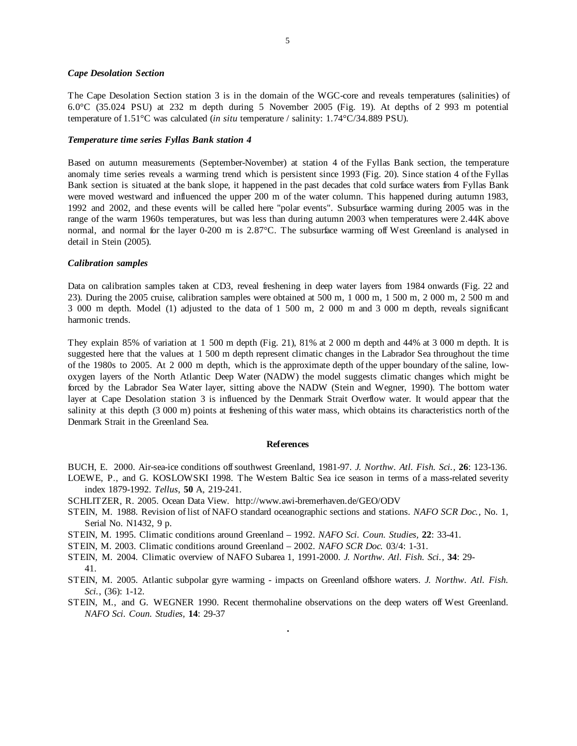### *Cape Desolation Section*

The Cape Desolation Section station 3 is in the domain of the WGC-core and reveals temperatures (salinities) of 6.0°C (35.024 PSU) at 232 m depth during 5 November 2005 (Fig. 19). At depths of 2 993 m potential temperature of 1.51°C was calculated (*in situ* temperature / salinity: 1.74°C/34.889 PSU).

### *Temperature time series Fyllas Bank station 4*

Based on autumn measurements (September-November) at station 4 of the Fyllas Bank section, the temperature anomaly time series reveals a warming trend which is persistent since 1993 (Fig. 20). Since station 4 of the Fyllas Bank section is situated at the bank slope, it happened in the past decades that cold surface waters from Fyllas Bank were moved westward and influenced the upper 200 m of the water column. This happened during autumn 1983, 1992 and 2002, and these events will be called here "polar events". Subsurface warming during 2005 was in the range of the warm 1960s temperatures, but was less than during autumn 2003 when temperatures were 2.44K above normal, and normal for the layer 0-200 m is 2.87°C. The subsurface warming off West Greenland is analysed in detail in Stein (2005).

### *Calibration samples*

Data on calibration samples taken at CD3, reveal freshening in deep water layers from 1984 onwards (Fig. 22 and 23). During the 2005 cruise, calibration samples were obtained at 500 m, 1 000 m, 1 500 m, 2 000 m, 2 500 m and 3 000 m depth. Model (1) adjusted to the data of 1 500 m, 2 000 m and 3 000 m depth, reveals significant harmonic trends.

They explain 85% of variation at 1 500 m depth (Fig. 21), 81% at 2 000 m depth and 44% at 3 000 m depth. It is suggested here that the values at 1 500 m depth represent climatic changes in the Labrador Sea throughout the time of the 1980s to 2005. At 2 000 m depth, which is the approximate depth of the upper boundary of the saline, low-oxygen layers of the North Atlantic Deep Water (NADW) the model suggests climatic changes which might be forced by the Labrador Sea Water layer, sitting above the NADW (Stein and Wegner, 1990). The bottom water layer at Cape Desolation station 3 is influenced by the Denmark Strait Overflow water. It would appear that the salinity at this depth (3 000 m) points at freshening of this water mass, which obtains its characteristics north of the Denmark Strait in the Greenland Sea.

## References

BUCH, E. 2000. Air-sea-ice conditions off southwest Greenland, 1981-97. *J. Northw. Atl. Fish. Sci.*, **26**: 123-136.

LOEWE, P., and G. KOSLOWSKI 1998. The Western Baltic Sea ice season in terms of a mass-related severity index 1879-1992. *Tellus*, **50** A, 219-241.

SCHLITZER, R. 2005. Ocean Data View. http://www.awi-bremerhaven.de/GEO/ODV

STEIN, M. 1988. Revision of list of NAFO standard oceanographic sections and stations. *NAFO SCR Doc.*, No. 1, Serial No. N1432, 9 p.

STEIN, M. 1995. Climatic conditions around Greenland – 1992. *NAFO Sci. Coun. Studies*, **22**: 33-41.

STEIN, M. 2003. Climatic conditions around Greenland – 2002. *NAFO SCR Doc.* 03/4: 1-31.

STEIN, M. 2004. Climatic overview of NAFO Subarea 1, 1991-2000. *J. Northw. Atl. Fish. Sci.*, **34**: 29-41.

STEIN, M. 2005. Atlantic subpolar gyre warming - impacts on Greenland offshore waters. *J. Northw. Atl. Fish. Sci.*, (36): 1-12.

STEIN, M., and G. WEGNER 1990. Recent thermohaline observations on the deep waters off West Greenland. *NAFO Sci. Coun. Studies*, **14**: 29-37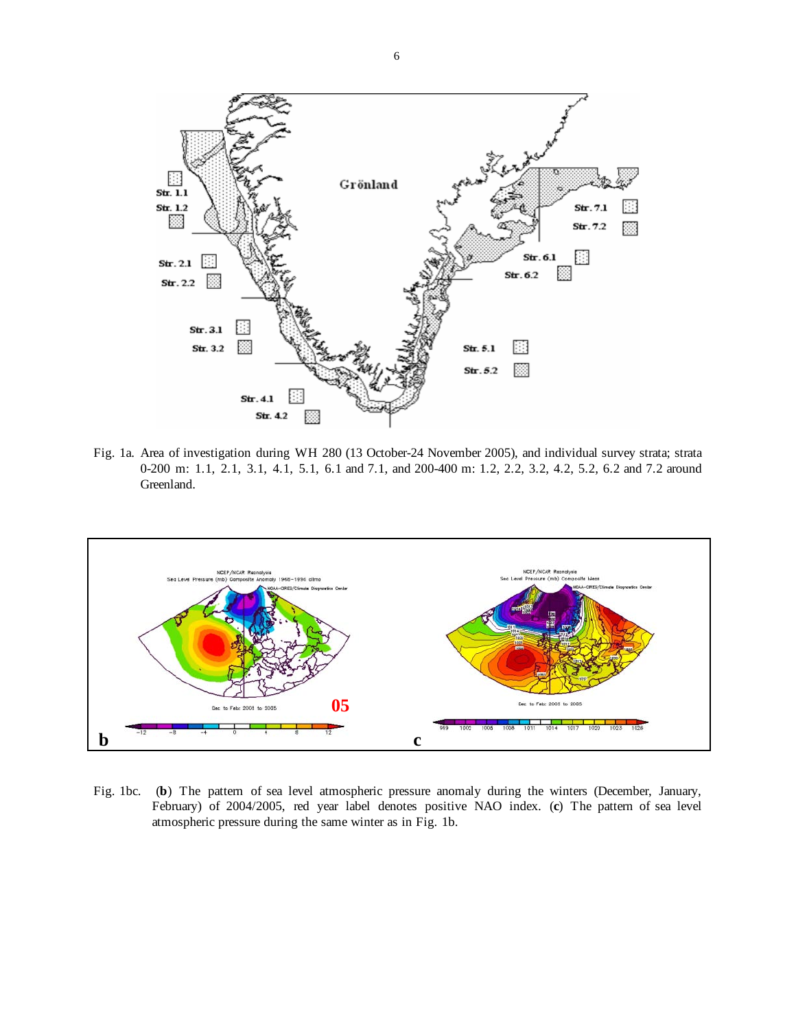Fig. 1a. Area of investigation during WH 280 (13 October-24 November 2005), and individual survey strata; strata 0-200 m: 1.1, 2.1, 3.1, 4.1, 5.1, 6.1 and 7.1, and 200-400 m: 1.2, 2.2, 3.2, 4.2, 5.2, 6.2 and 7.2 around Greenland.

Fig. 1bc. (**b**) The pattern of sea level atmospheric pressure anomaly during the winters (December, January, February) of 2004/2005, red year label denotes positive NAO index. (**c**) The pattern of sea level atmospheric pressure during the same winter as in Fig. 1b.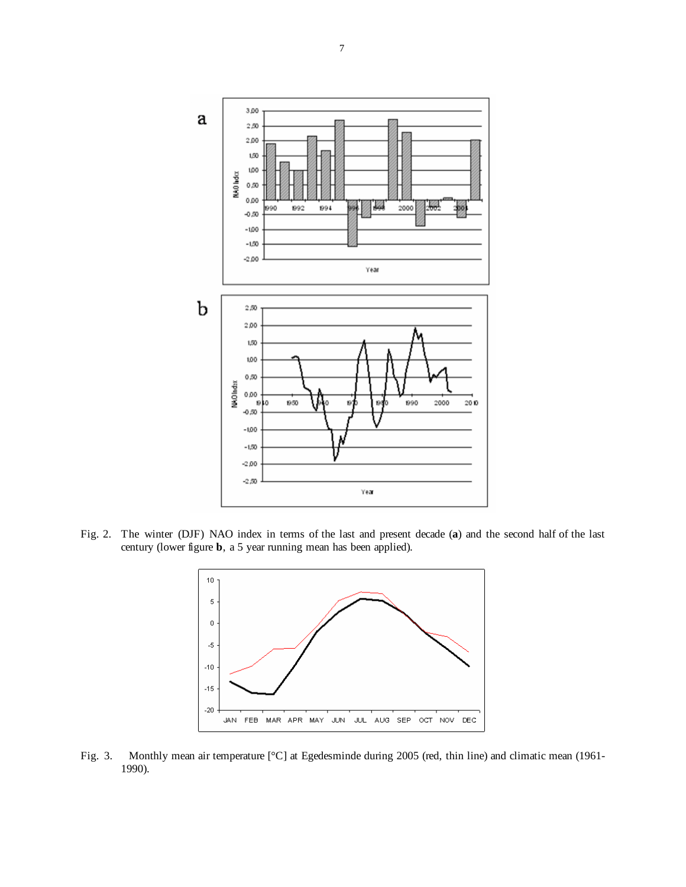Fig. 2. The winter (DJF) NAO index in terms of the last and present decade (**a**) and the second half of the last century (lower figure **b**, a 5 year running mean has been applied).

Fig. 3. Monthly mean air temperature [°C] at Egedesminde during 2005 (red, thin line) and climatic mean (1961-1990).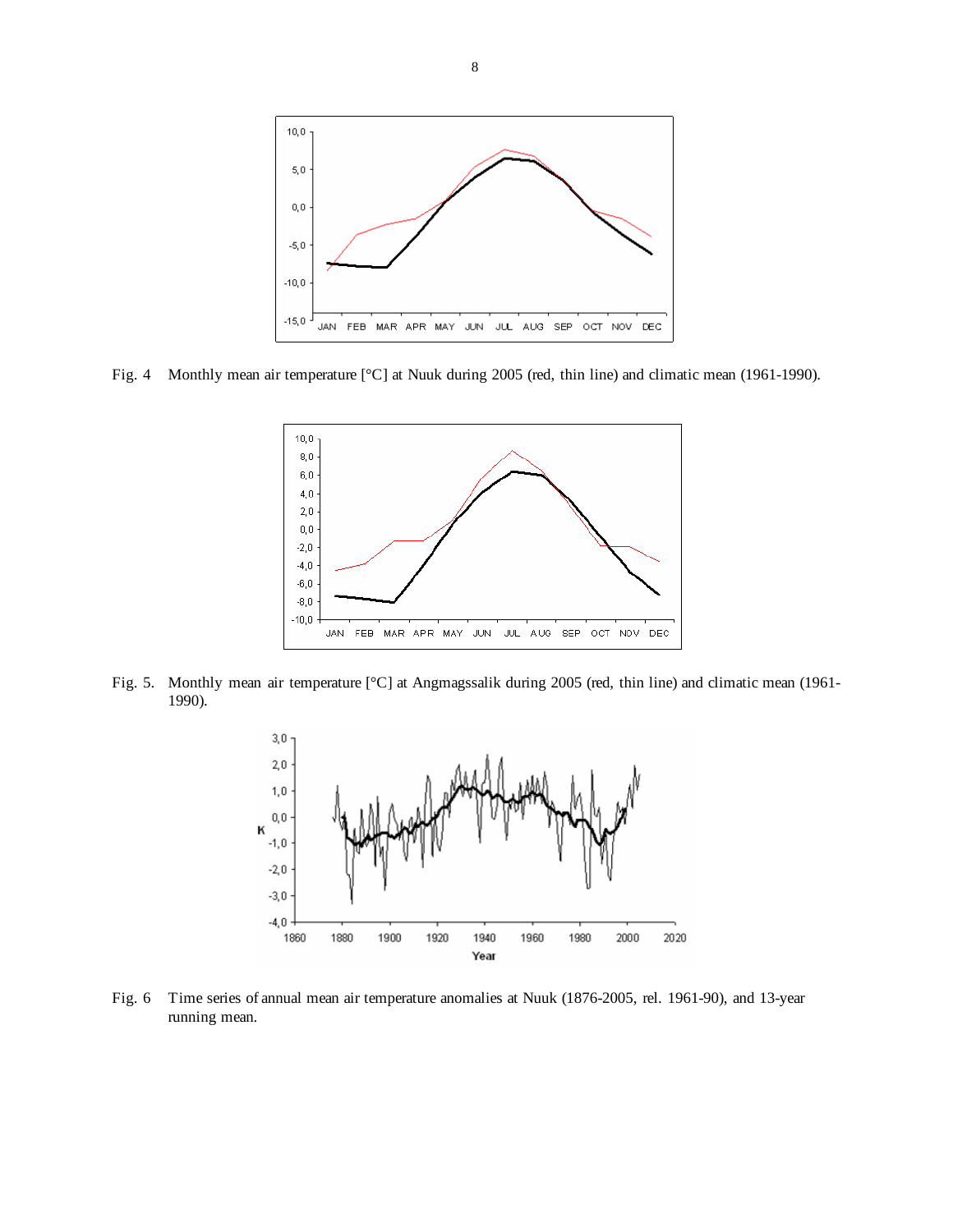Fig. 4 Monthly mean air temperature [°C] at Nuuk during 2005 (red, thin line) and climatic mean (1961-1990).

Fig. 5. Monthly mean air temperature [°C] at Angmagssalik during 2005 (red, thin line) and climatic mean (1961-1990).

Fig. 6 Time series of annual mean air temperature anomalies at Nuuk (1876-2005, rel. 1961-90), and 13-year running mean.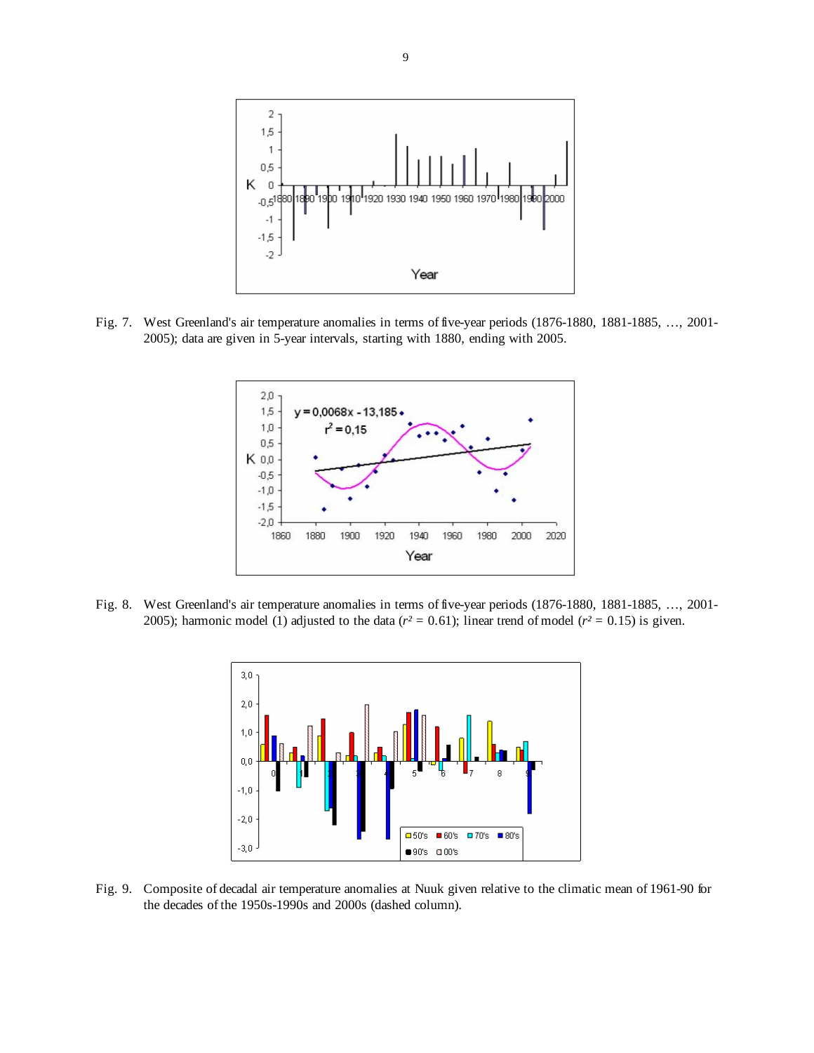Fig. 7. West Greenland's air temperature anomalies in terms of five-year periods (1876-1880, 1881-1885, …, 2001-2005); data are given in 5-year intervals, starting with 1880, ending with 2005.

Fig. 8. West Greenland's air temperature anomalies in terms of five-year periods (1876-1880, 1881-1885, …, 2001-2005); harmonic model (1) adjusted to the data ($r^2 = 0.61$); linear trend of model ($r^2 = 0.15$) is given.

Fig. 9. Composite of decadal air temperature anomalies at Nuuk given relative to the climatic mean of 1961-90 for the decades of the 1950s-1990s and 2000s (dashed column).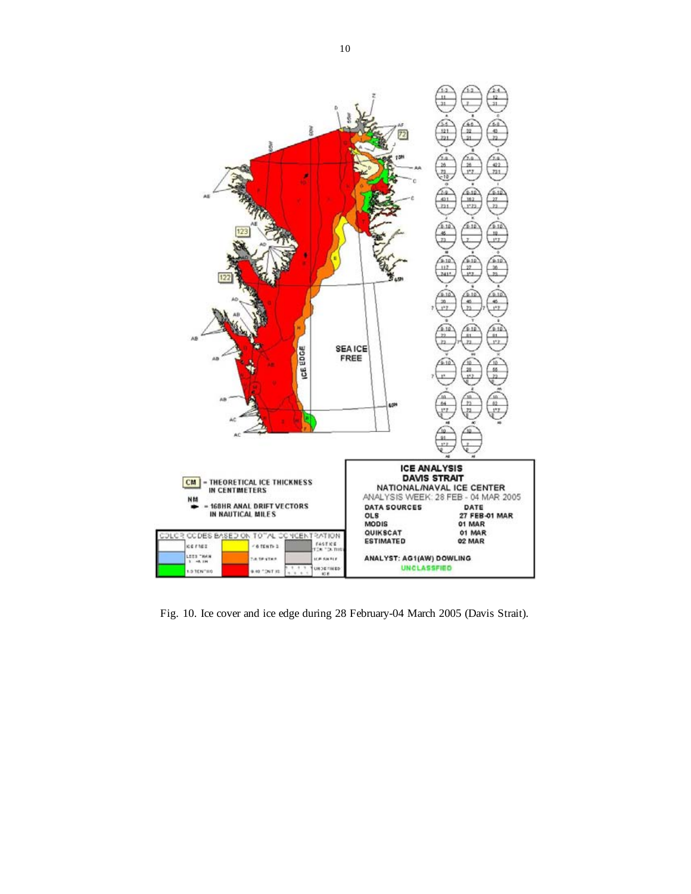Fig. 10. Ice cover and ice edge during 28 February-04 March 2005 (Davis Strait).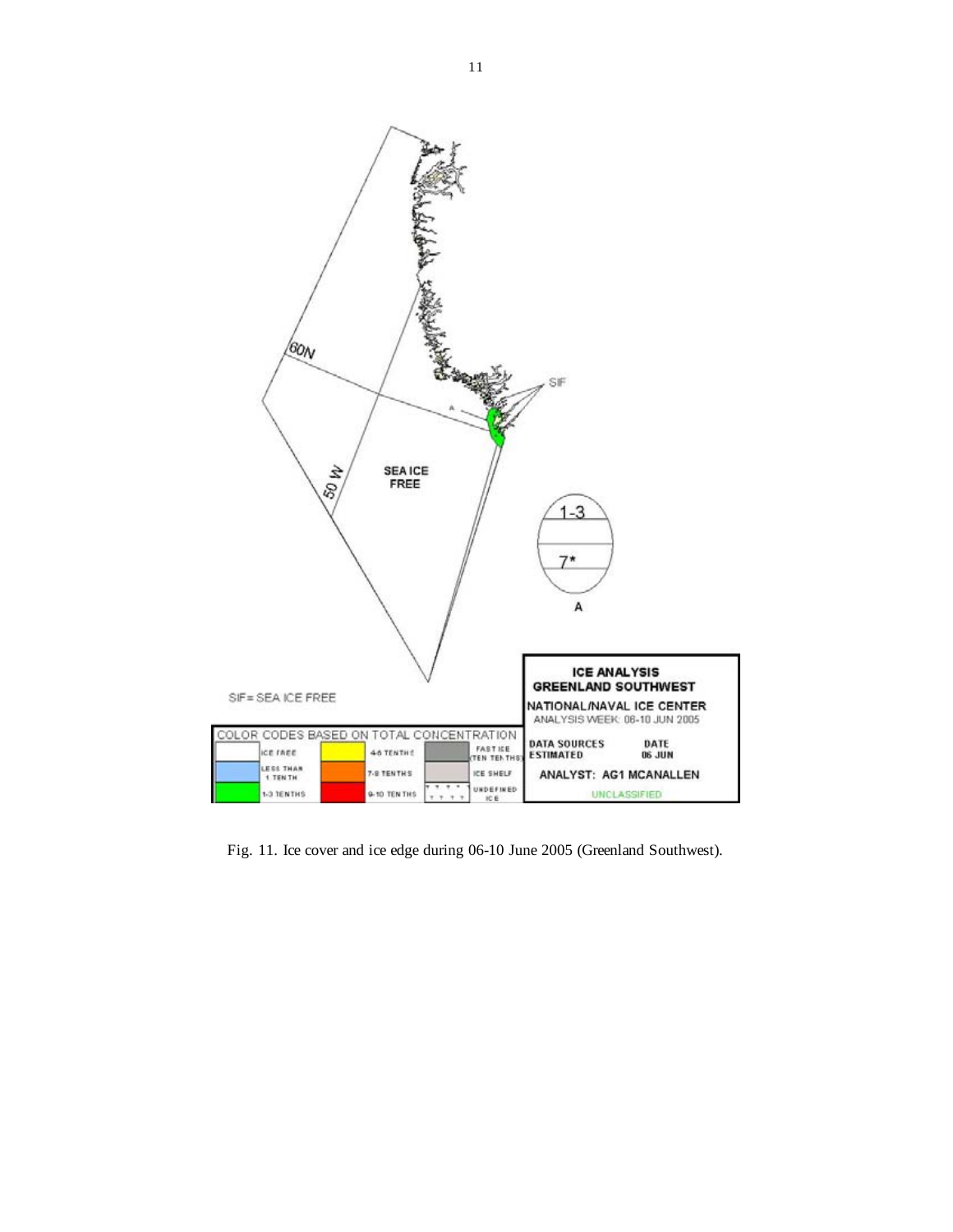Fig. 11. Ice cover and ice edge during 06-10 June 2005 (Greenland Southwest).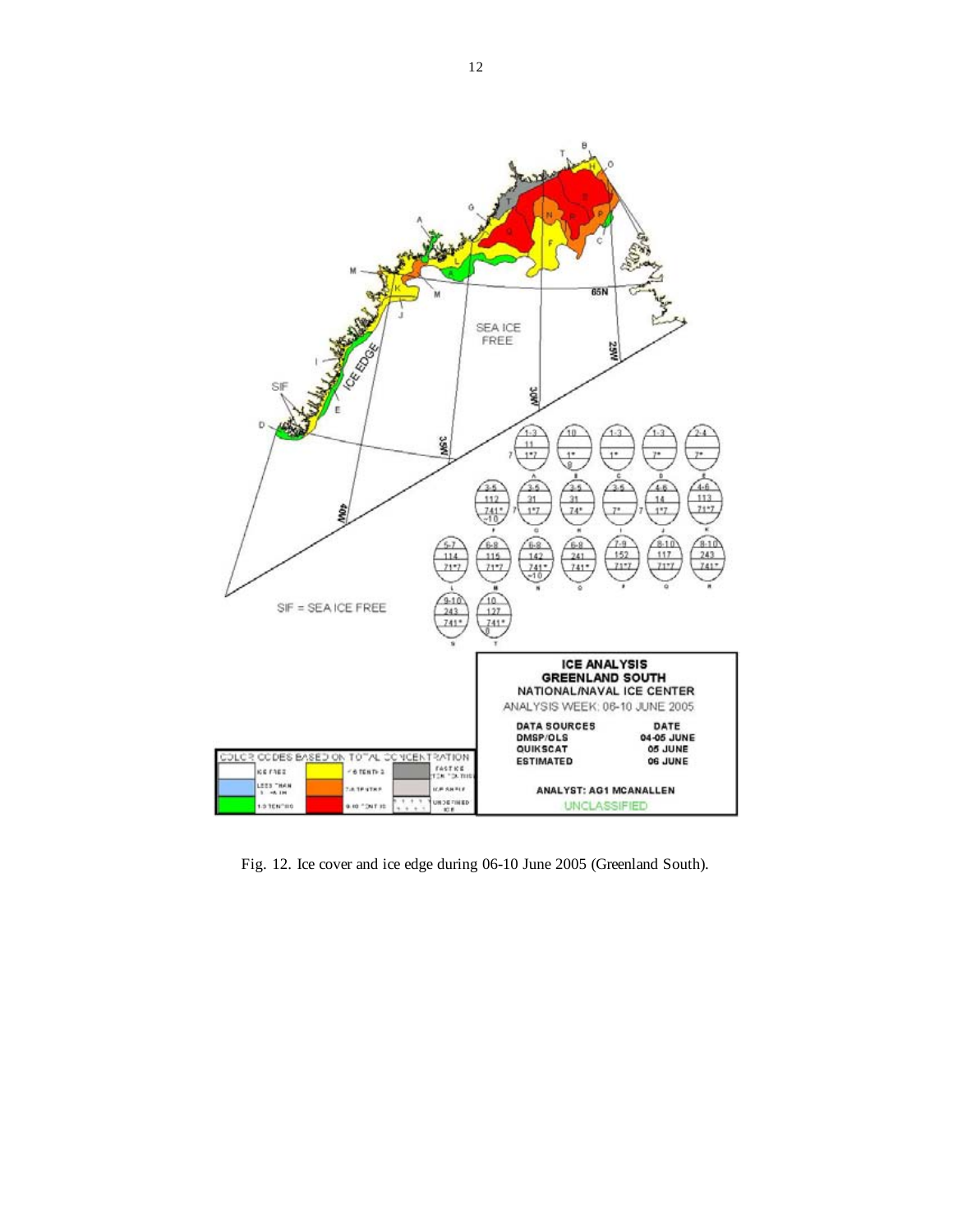Fig. 12. Ice cover and ice edge during 06-10 June 2005 (Greenland South).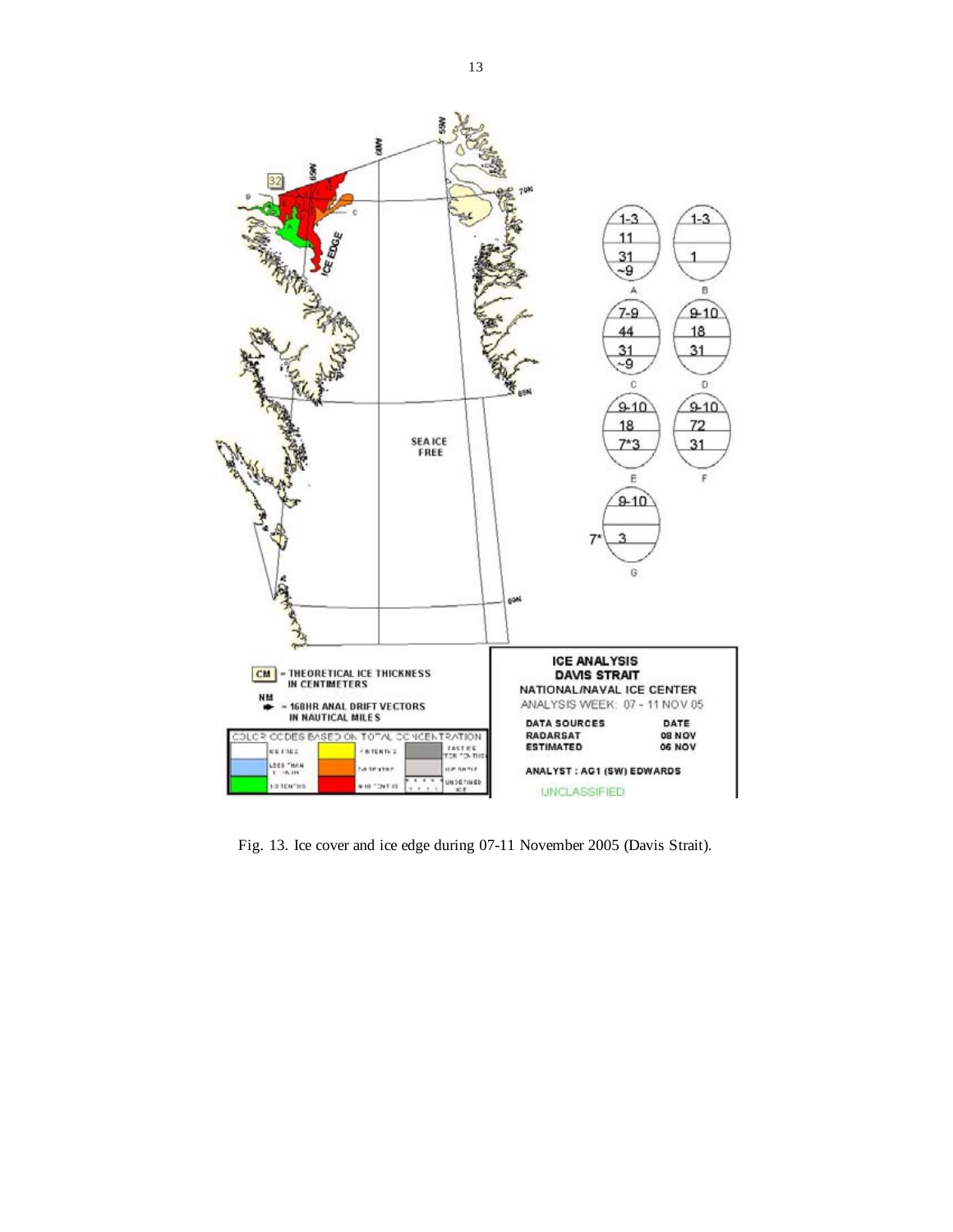Fig. 13. Ice cover and ice edge during 07-11 November 2005 (Davis Strait).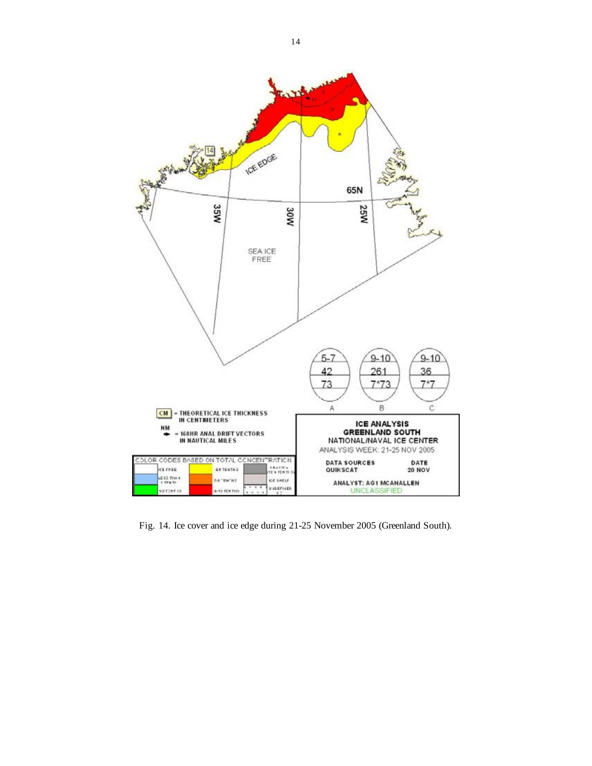Fig. 14. Ice cover and ice edge during 21-25 November 2005 (Greenland South).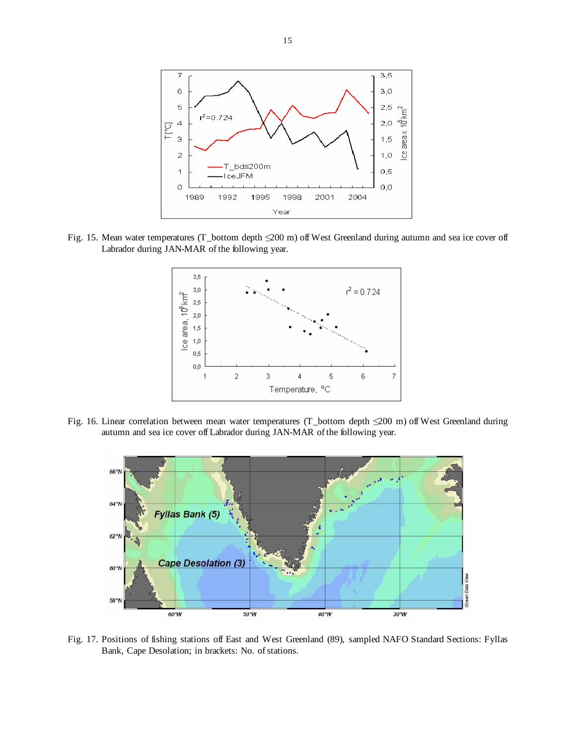Fig. 15. Mean water temperatures (T_bottom depth ≤200 m) off West Greenland during autumn and sea ice cover off Labrador during JAN-MAR of the following year.

Fig. 16. Linear correlation between mean water temperatures (T_bottom depth ≤200 m) off West Greenland during autumn and sea ice cover off Labrador during JAN-MAR of the following year.

Fig. 17. Positions of fishing stations off East and West Greenland (89), sampled NAFO Standard Sections: Fyllas Bank, Cape Desolation; in brackets: No. of stations.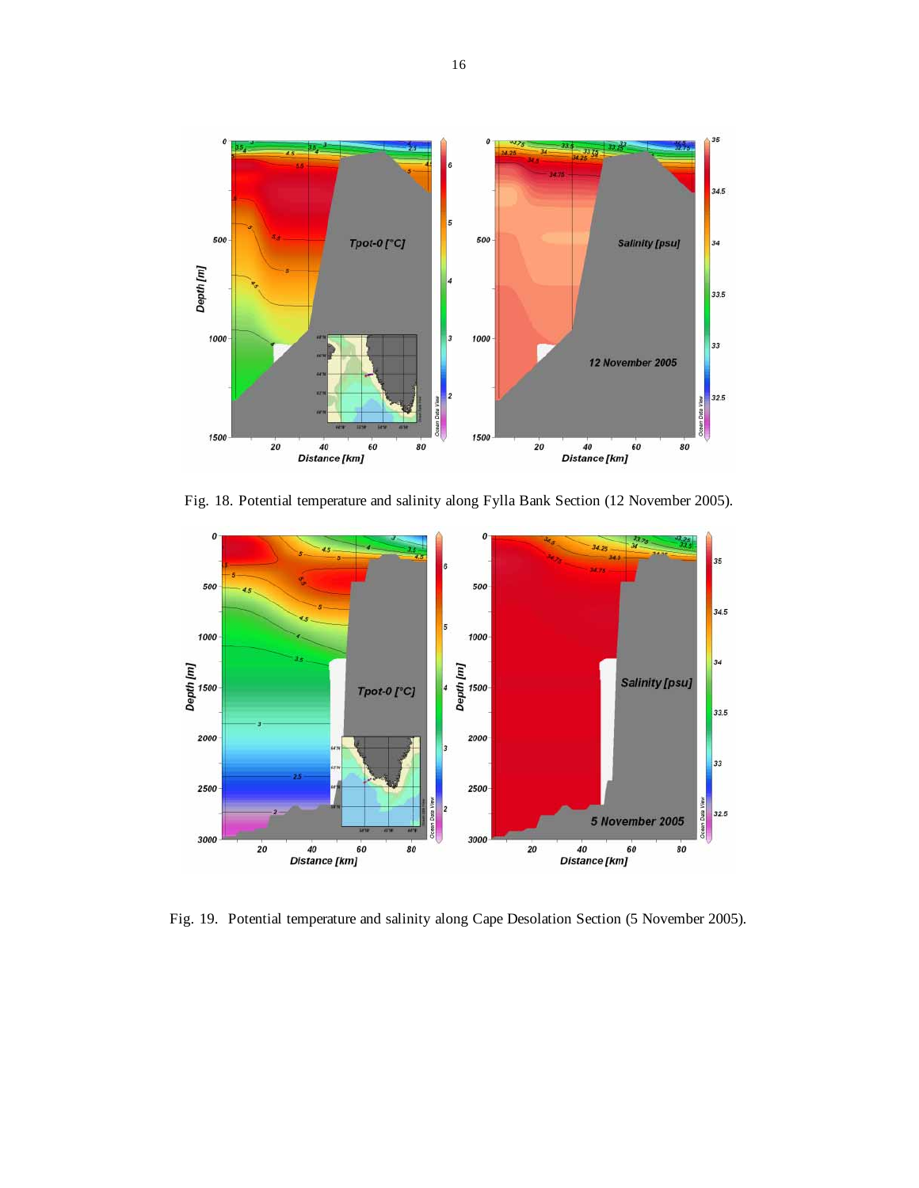Fig. 18. Potential temperature and salinity along Fylla Bank Section (12 November 2005).

Fig. 19. Potential temperature and salinity along Cape Desolation Section (5 November 2005).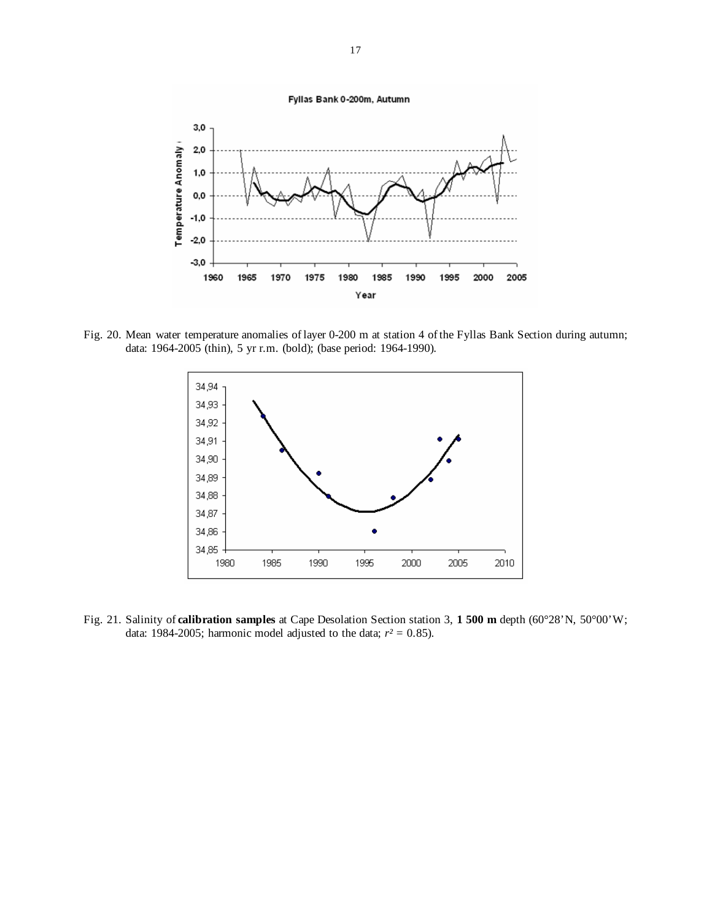Fig. 20. Mean water temperature anomalies of layer 0-200 m at station 4 of the Fyllas Bank Section during autumn; data: 1964-2005 (thin), 5 yr r.m. (bold); (base period: 1964-1990).

Fig. 21. Salinity of **calibration samples** at Cape Desolation Section station 3, **1 500 m** depth (60°28'N, 50°00'W; data: 1984-2005; harmonic model adjusted to the data; $r^2 = 0.85$).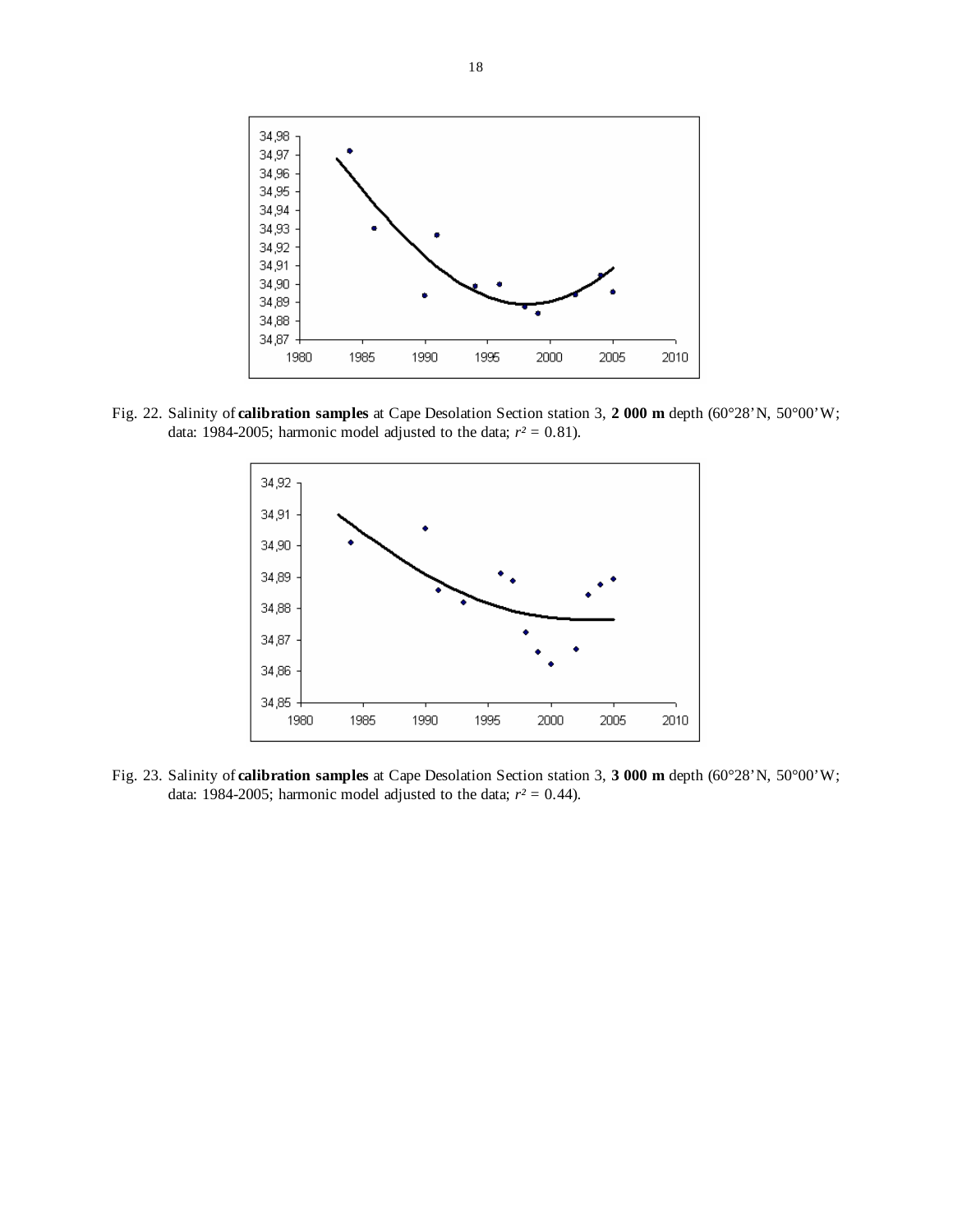34,98
34,97
34,96
34,95
34,94
34,93
34,92
34,91
34,90
34,89
34,88
34,87
1980 1985 1990 1995 2000 2005 2010

Fig. 22. Salinity of **calibration samples** at Cape Desolation Section station 3, **2 000 m** depth (60°28'N, 50°00'W; data: 1984-2005; harmonic model adjusted to the data; $r^2 = 0.81$).

34,92
34,91
34,90
34,89
34,88
34,87
34,86
34,85
1980 1985 1990 1995 2000 2005 2010

Fig. 23. Salinity of **calibration samples** at Cape Desolation Section station 3, **3 000 m** depth (60°28'N, 50°00'W; data: 1984-2005; harmonic model adjusted to the data; $r^2 = 0.44$).